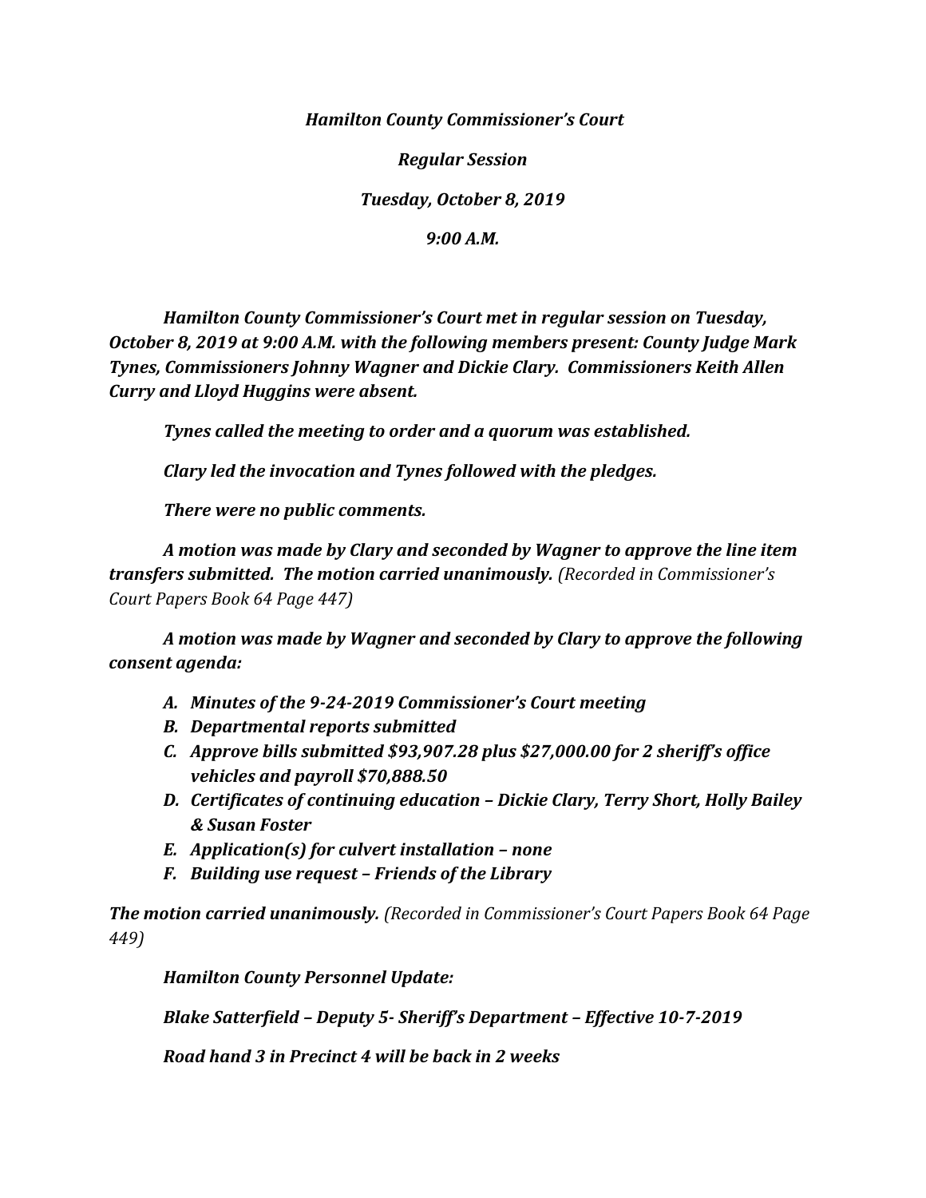***Hamilton County Commissioner's Court***

***Regular Session***

***Tuesday, October 8, 2019***

***9:00 A.M.***

***Hamilton County Commissioner's Court met in regular session on Tuesday, October 8, 2019 at 9:00 A.M. with the following members present: County Judge Mark Tynes, Commissioners Johnny Wagner and Dickie Clary. Commissioners Keith Allen Curry and Lloyd Huggins were absent.***

***Tynes called the meeting to order and a quorum was established.***

***Clary led the invocation and Tynes followed with the pledges.***

***There were no public comments.***

***A motion was made by Clary and seconded by Wagner to approve the line item transfers submitted. The motion carried unanimously.*** *(Recorded in Commissioner's Court Papers Book 64 Page 447)*

***A motion was made by Wagner and seconded by Clary to approve the following consent agenda:***

- ***A. Minutes of the 9-24-2019 Commissioner's Court meeting***
- ***B. Departmental reports submitted***
- ***C. Approve bills submitted $93,907.28 plus $27,000.00 for 2 sheriff's office vehicles and payroll $70,888.50***
- ***D. Certificates of continuing education – Dickie Clary, Terry Short, Holly Bailey & Susan Foster***
- ***E. Application(s) for culvert installation – none***
- ***F. Building use request – Friends of the Library***

***The motion carried unanimously.*** *(Recorded in Commissioner's Court Papers Book 64 Page 449)*

***Hamilton County Personnel Update:***

***Blake Satterfield – Deputy 5- Sheriff's Department – Effective 10-7-2019***

***Road hand 3 in Precinct 4 will be back in 2 weeks***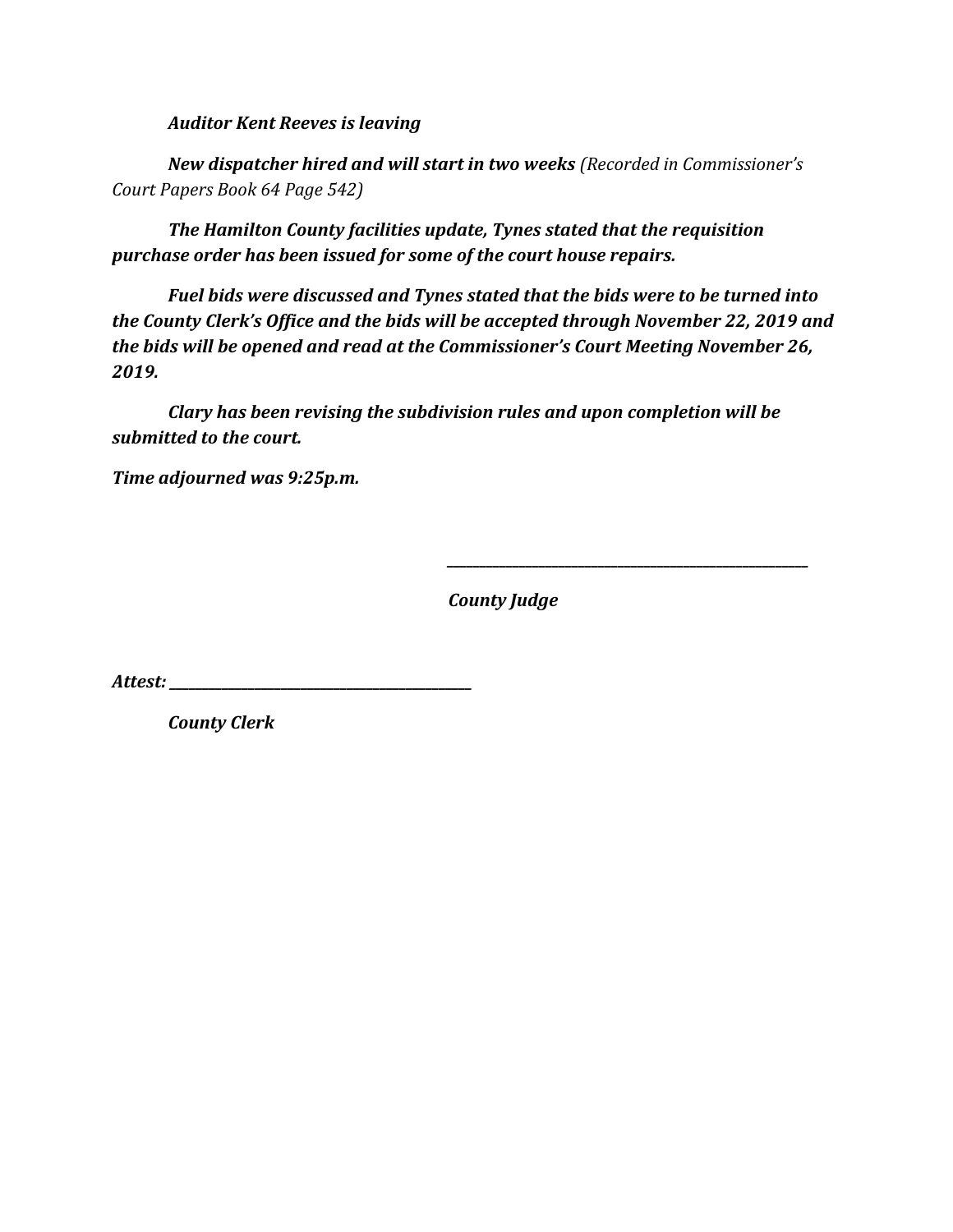***Auditor Kent Reeves is leaving***

***New dispatcher hired and will start in two weeks** (Recorded in Commissioner's Court Papers Book 64 Page 542)*

***The Hamilton County facilities update, Tynes stated that the requisition purchase order has been issued for some of the court house repairs.***

***Fuel bids were discussed and Tynes stated that the bids were to be turned into the County Clerk's Office and the bids will be accepted through November 22, 2019 and the bids will be opened and read at the Commissioner's Court Meeting November 26, 2019.***

***Clary has been revising the subdivision rules and upon completion will be submitted to the court.***

***Time adjourned was 9:25p.m.***

_______________________________________________

***County Judge***

***Attest:*** _______________________________________

***County Clerk***